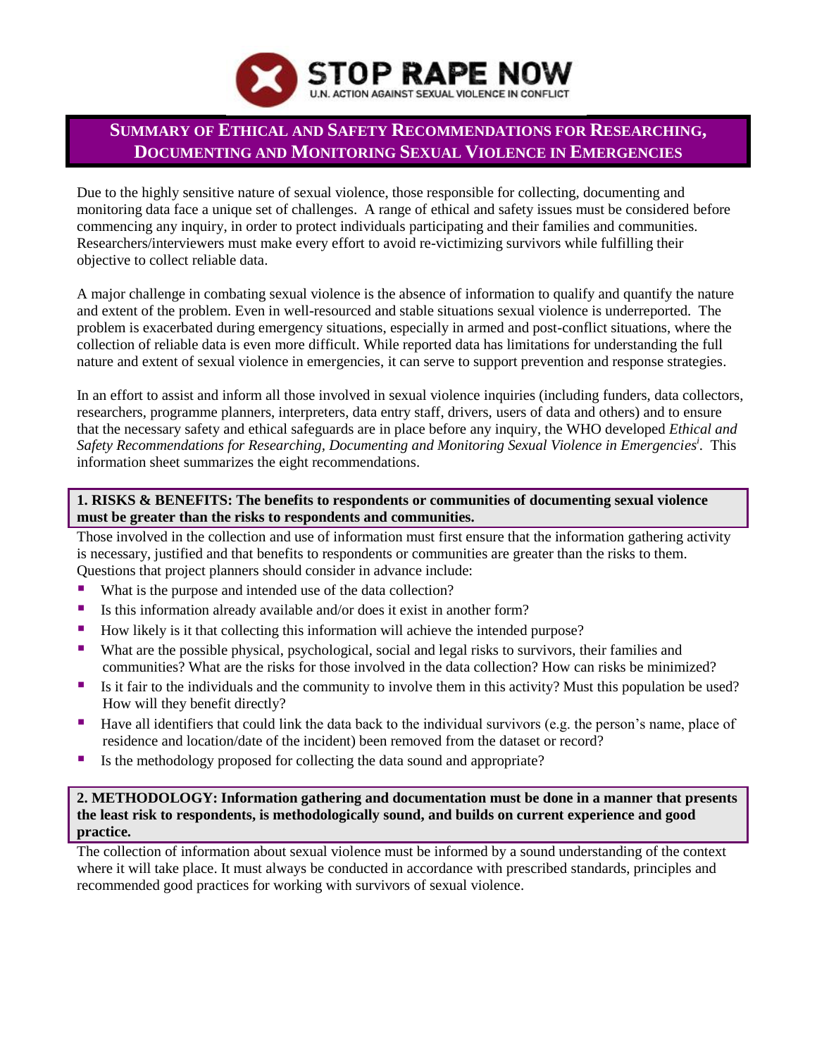**STOP RAPE NOW**
U.N. ACTION AGAINST SEXUAL VIOLENCE IN CONFLICT

# SUMMARY OF ETHICAL AND SAFETY RECOMMENDATIONS FOR RESEARCHING, DOCUMENTING AND MONITORING SEXUAL VIOLENCE IN EMERGENCIES

Due to the highly sensitive nature of sexual violence, those responsible for collecting, documenting and monitoring data face a unique set of challenges. A range of ethical and safety issues must be considered before commencing any inquiry, in order to protect individuals participating and their families and communities. Researchers/interviewers must make every effort to avoid re-victimizing survivors while fulfilling their objective to collect reliable data.

A major challenge in combating sexual violence is the absence of information to qualify and quantify the nature and extent of the problem. Even in well-resourced and stable situations sexual violence is underreported. The problem is exacerbated during emergency situations, especially in armed and post-conflict situations, where the collection of reliable data is even more difficult. While reported data has limitations for understanding the full nature and extent of sexual violence in emergencies, it can serve to support prevention and response strategies.

In an effort to assist and inform all those involved in sexual violence inquiries (including funders, data collectors, researchers, programme planners, interpreters, data entry staff, drivers, users of data and others) and to ensure that the necessary safety and ethical safeguards are in place before any inquiry, the WHO developed *Ethical and Safety Recommendations for Researching, Documenting and Monitoring Sexual Violence in Emergencies*[i]. This information sheet summarizes the eight recommendations.

**1. RISKS & BENEFITS: The benefits to respondents or communities of documenting sexual violence must be greater than the risks to respondents and communities.**

Those involved in the collection and use of information must first ensure that the information gathering activity is necessary, justified and that benefits to respondents or communities are greater than the risks to them. Questions that project planners should consider in advance include:

- What is the purpose and intended use of the data collection?
- Is this information already available and/or does it exist in another form?
- How likely is it that collecting this information will achieve the intended purpose?
- What are the possible physical, psychological, social and legal risks to survivors, their families and communities? What are the risks for those involved in the data collection? How can risks be minimized?
- Is it fair to the individuals and the community to involve them in this activity? Must this population be used? How will they benefit directly?
- Have all identifiers that could link the data back to the individual survivors (e.g. the person's name, place of residence and location/date of the incident) been removed from the dataset or record?
- Is the methodology proposed for collecting the data sound and appropriate?

**2. METHODOLOGY: Information gathering and documentation must be done in a manner that presents the least risk to respondents, is methodologically sound, and builds on current experience and good practice.**

The collection of information about sexual violence must be informed by a sound understanding of the context where it will take place. It must always be conducted in accordance with prescribed standards, principles and recommended good practices for working with survivors of sexual violence.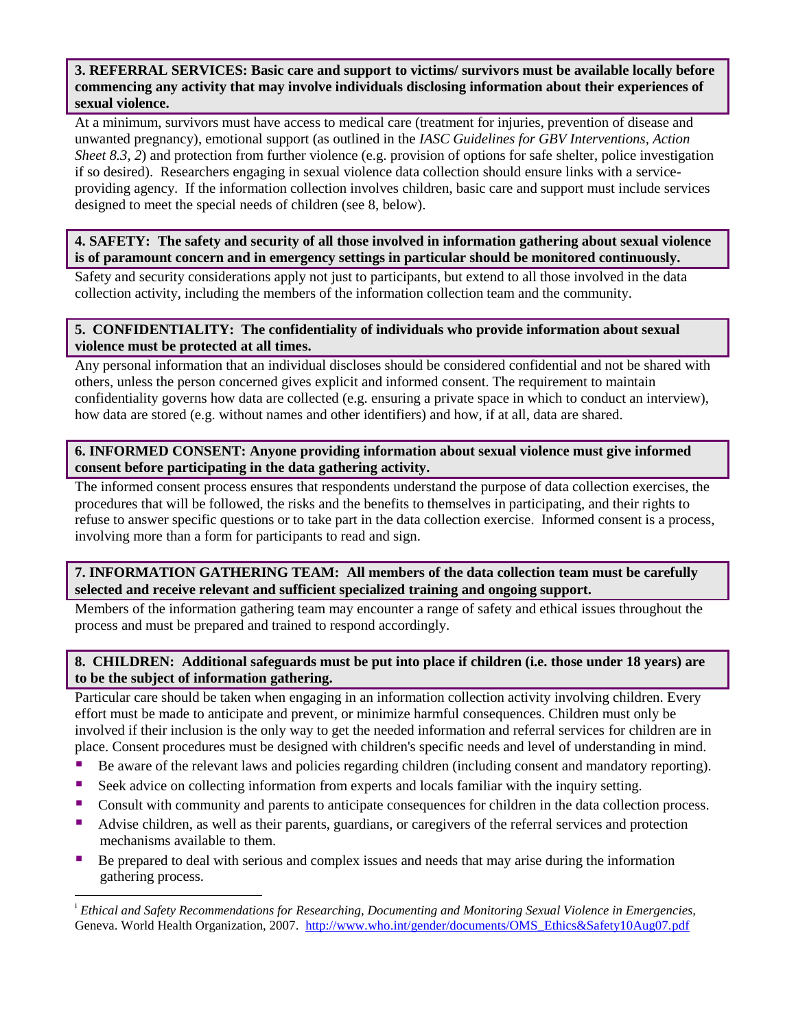**3. REFERRAL SERVICES: Basic care and support to victims/ survivors must be available locally before commencing any activity that may involve individuals disclosing information about their experiences of sexual violence.**

At a minimum, survivors must have access to medical care (treatment for injuries, prevention of disease and unwanted pregnancy), emotional support (as outlined in the *IASC Guidelines for GBV Interventions, Action Sheet 8.3, 2*) and protection from further violence (e.g. provision of options for safe shelter, police investigation if so desired). Researchers engaging in sexual violence data collection should ensure links with a service-providing agency. If the information collection involves children, basic care and support must include services designed to meet the special needs of children (see 8, below).

**4. SAFETY: The safety and security of all those involved in information gathering about sexual violence is of paramount concern and in emergency settings in particular should be monitored continuously.**

Safety and security considerations apply not just to participants, but extend to all those involved in the data collection activity, including the members of the information collection team and the community.

**5. CONFIDENTIALITY: The confidentiality of individuals who provide information about sexual violence must be protected at all times.**

Any personal information that an individual discloses should be considered confidential and not be shared with others, unless the person concerned gives explicit and informed consent. The requirement to maintain confidentiality governs how data are collected (e.g. ensuring a private space in which to conduct an interview), how data are stored (e.g. without names and other identifiers) and how, if at all, data are shared.

**6. INFORMED CONSENT: Anyone providing information about sexual violence must give informed consent before participating in the data gathering activity.**

The informed consent process ensures that respondents understand the purpose of data collection exercises, the procedures that will be followed, the risks and the benefits to themselves in participating, and their rights to refuse to answer specific questions or to take part in the data collection exercise. Informed consent is a process, involving more than a form for participants to read and sign.

**7. INFORMATION GATHERING TEAM: All members of the data collection team must be carefully selected and receive relevant and sufficient specialized training and ongoing support.**

Members of the information gathering team may encounter a range of safety and ethical issues throughout the process and must be prepared and trained to respond accordingly.

**8. CHILDREN: Additional safeguards must be put into place if children (i.e. those under 18 years) are to be the subject of information gathering.**

Particular care should be taken when engaging in an information collection activity involving children. Every effort must be made to anticipate and prevent, or minimize harmful consequences. Children must only be involved if their inclusion is the only way to get the needed information and referral services for children are in place. Consent procedures must be designed with children's specific needs and level of understanding in mind.

- Be aware of the relevant laws and policies regarding children (including consent and mandatory reporting).
- Seek advice on collecting information from experts and locals familiar with the inquiry setting.
- Consult with community and parents to anticipate consequences for children in the data collection process.
- Advise children, as well as their parents, guardians, or caregivers of the referral services and protection mechanisms available to them.
- Be prepared to deal with serious and complex issues and needs that may arise during the information gathering process.

---

[i] *Ethical and Safety Recommendations for Researching, Documenting and Monitoring Sexual Violence in Emergencies,* Geneva. World Health Organization, 2007. http://www.who.int/gender/documents/OMS_Ethics&Safety10Aug07.pdf